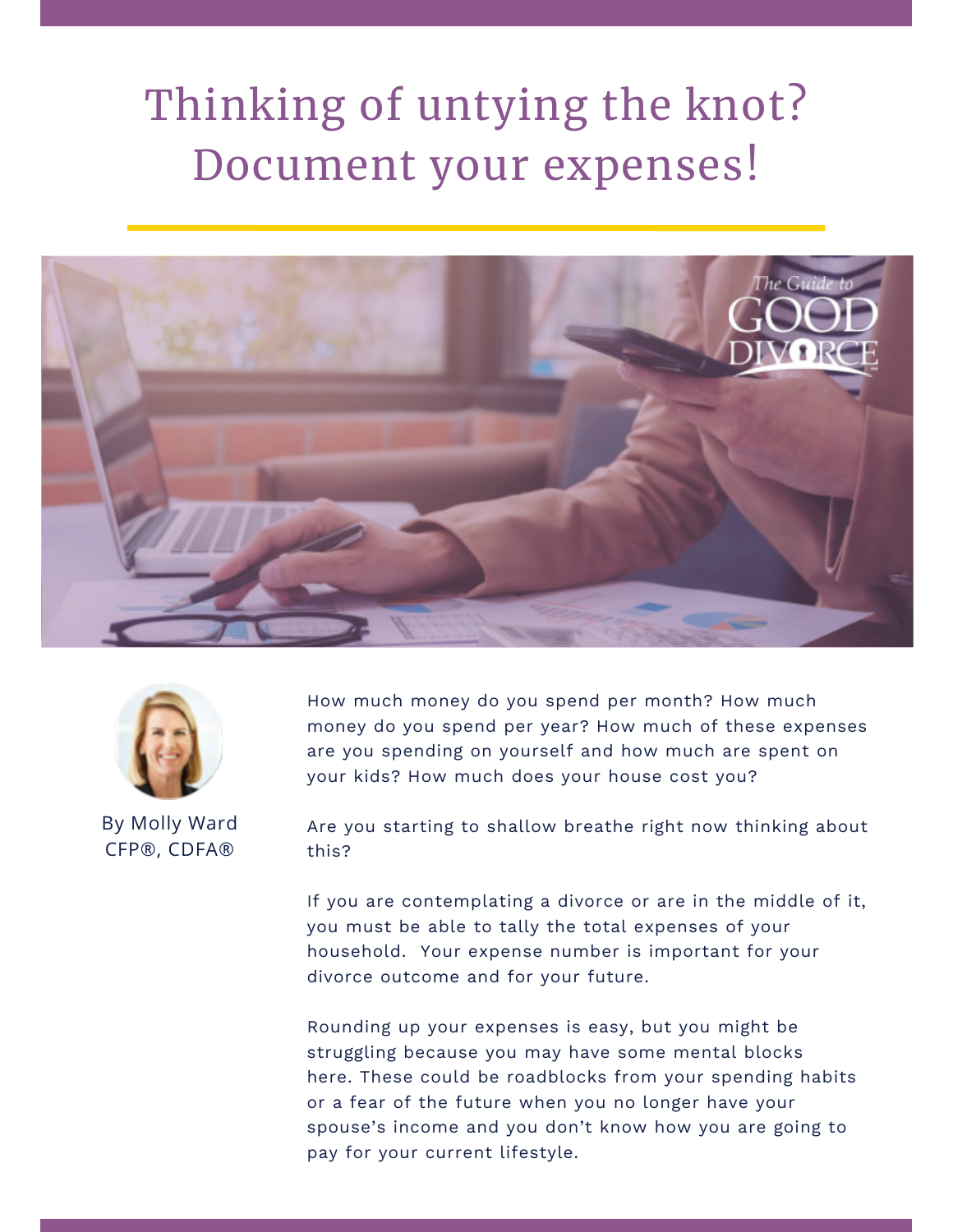# Thinking of untying the knot? Document your expenses!

By Molly Ward
CFP®, CDFA®

How much money do you spend per month? How much money do you spend per year? How much of these expenses are you spending on yourself and how much are spent on your kids? How much does your house cost you?

Are you starting to shallow breathe right now thinking about this?

If you are contemplating a divorce or are in the middle of it, you must be able to tally the total expenses of your household. Your expense number is important for your divorce outcome and for your future.

Rounding up your expenses is easy, but you might be struggling because you may have some mental blocks here. These could be roadblocks from your spending habits or a fear of the future when you no longer have your spouse's income and you don't know how you are going to pay for your current lifestyle.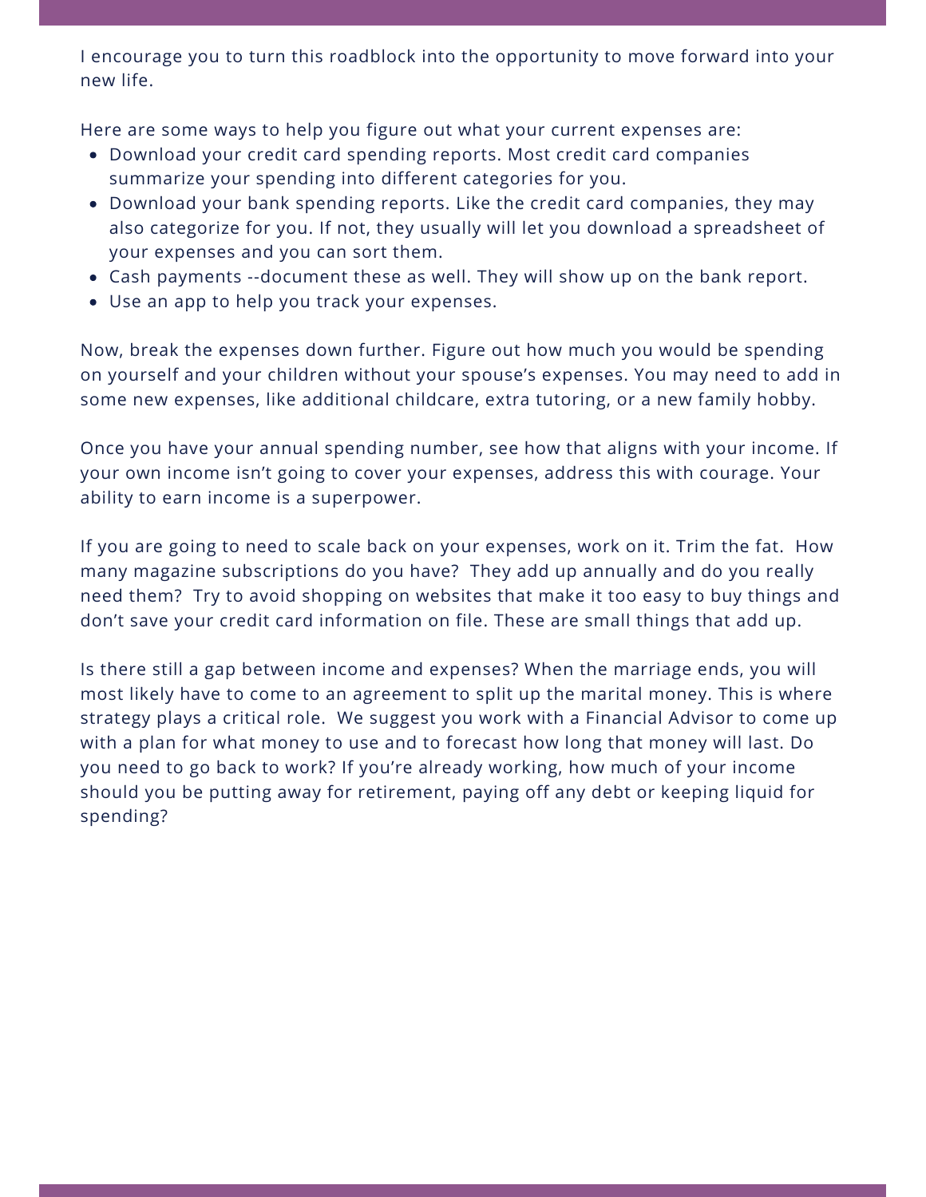I encourage you to turn this roadblock into the opportunity to move forward into your new life.

Here are some ways to help you figure out what your current expenses are:

- Download your credit card spending reports. Most credit card companies summarize your spending into different categories for you.
- Download your bank spending reports. Like the credit card companies, they may also categorize for you. If not, they usually will let you download a spreadsheet of your expenses and you can sort them.
- Cash payments --document these as well. They will show up on the bank report.
- Use an app to help you track your expenses.

Now, break the expenses down further. Figure out how much you would be spending on yourself and your children without your spouse's expenses. You may need to add in some new expenses, like additional childcare, extra tutoring, or a new family hobby.

Once you have your annual spending number, see how that aligns with your income. If your own income isn't going to cover your expenses, address this with courage. Your ability to earn income is a superpower.

If you are going to need to scale back on your expenses, work on it. Trim the fat. How many magazine subscriptions do you have? They add up annually and do you really need them? Try to avoid shopping on websites that make it too easy to buy things and don't save your credit card information on file. These are small things that add up.

Is there still a gap between income and expenses? When the marriage ends, you will most likely have to come to an agreement to split up the marital money. This is where strategy plays a critical role. We suggest you work with a Financial Advisor to come up with a plan for what money to use and to forecast how long that money will last. Do you need to go back to work? If you're already working, how much of your income should you be putting away for retirement, paying off any debt or keeping liquid for spending?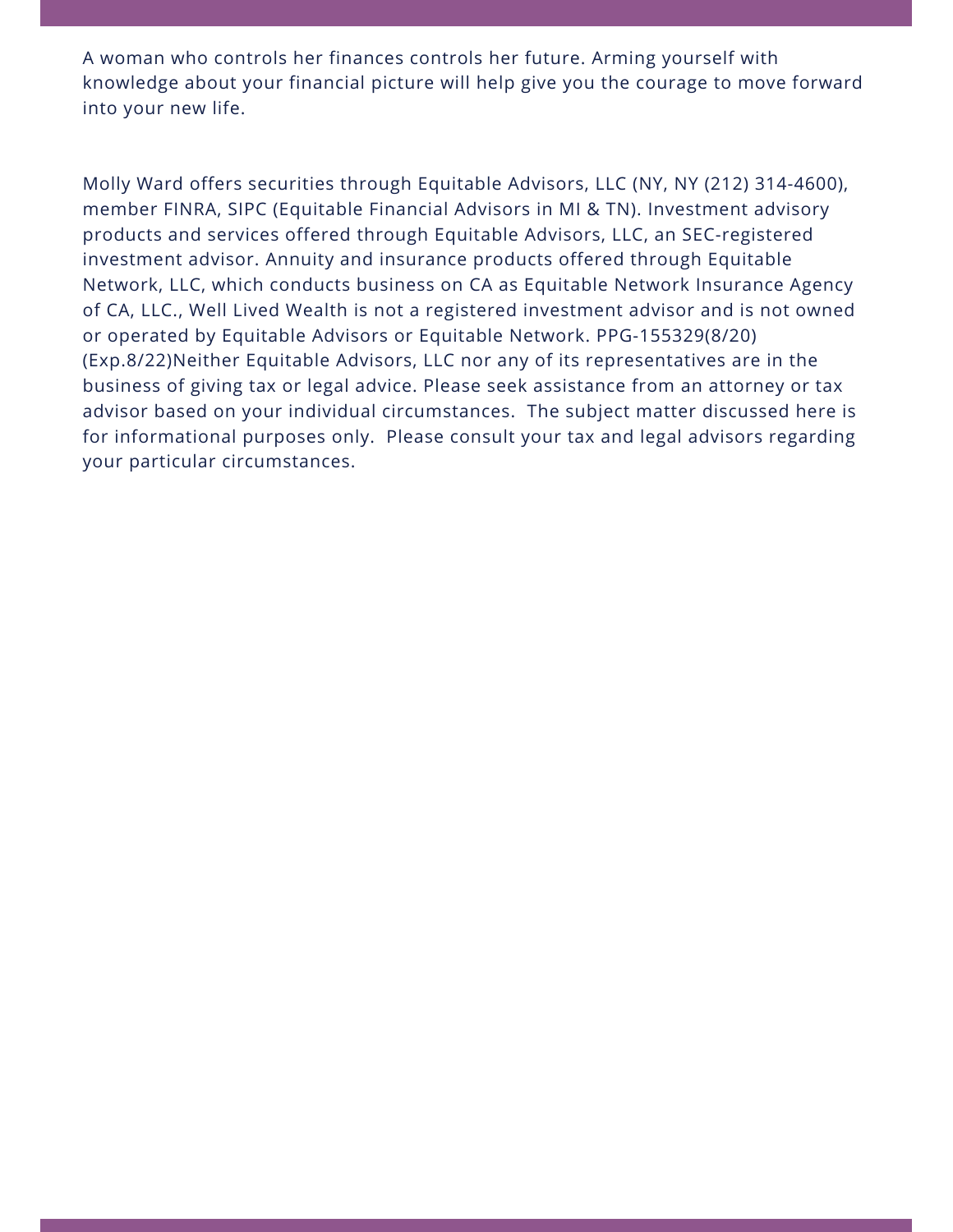A woman who controls her finances controls her future. Arming yourself with knowledge about your financial picture will help give you the courage to move forward into your new life.

Molly Ward offers securities through Equitable Advisors, LLC (NY, NY (212) 314-4600), member FINRA, SIPC (Equitable Financial Advisors in MI & TN). Investment advisory products and services offered through Equitable Advisors, LLC, an SEC-registered investment advisor. Annuity and insurance products offered through Equitable Network, LLC, which conducts business on CA as Equitable Network Insurance Agency of CA, LLC., Well Lived Wealth is not a registered investment advisor and is not owned or operated by Equitable Advisors or Equitable Network. PPG-155329(8/20)(Exp.8/22)Neither Equitable Advisors, LLC nor any of its representatives are in the business of giving tax or legal advice. Please seek assistance from an attorney or tax advisor based on your individual circumstances. The subject matter discussed here is for informational purposes only. Please consult your tax and legal advisors regarding your particular circumstances.